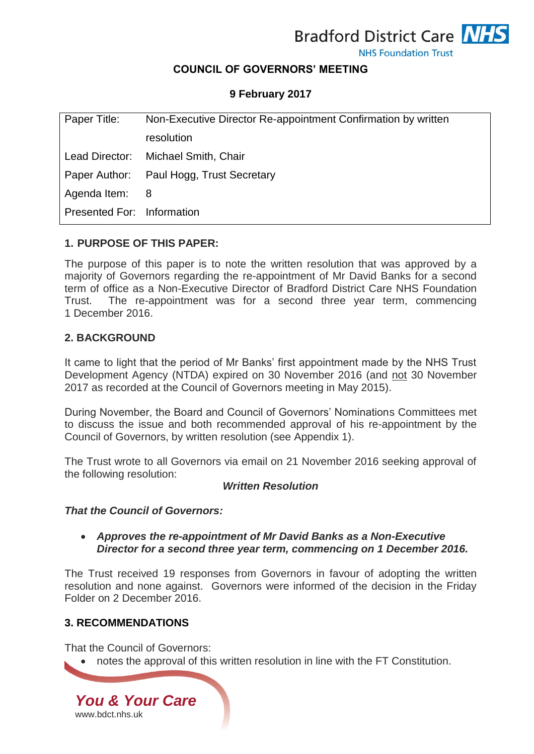Bradford District Care NHS Foundation Trust

# COUNCIL OF GOVERNORS' MEETING

**9 February 2017**

| Paper Title: | Non-Executive Director Re-appointment Confirmation by written resolution |
|---|---|
| Lead Director: | Michael Smith, Chair |
| Paper Author: | Paul Hogg, Trust Secretary |
| Agenda Item: | 8 |
| Presented For: | Information |

## 1. PURPOSE OF THIS PAPER:

The purpose of this paper is to note the written resolution that was approved by a majority of Governors regarding the re-appointment of Mr David Banks for a second term of office as a Non-Executive Director of Bradford District Care NHS Foundation Trust. The re-appointment was for a second three year term, commencing 1 December 2016.

## 2. BACKGROUND

It came to light that the period of Mr Banks' first appointment made by the NHS Trust Development Agency (NTDA) expired on 30 November 2016 (and not 30 November 2017 as recorded at the Council of Governors meeting in May 2015).

During November, the Board and Council of Governors' Nominations Committees met to discuss the issue and both recommended approval of his re-appointment by the Council of Governors, by written resolution (see Appendix 1).

The Trust wrote to all Governors via email on 21 November 2016 seeking approval of the following resolution:

***Written Resolution***

***That the Council of Governors:***

- ***Approves the re-appointment of Mr David Banks as a Non-Executive Director for a second three year term, commencing on 1 December 2016.***

The Trust received 19 responses from Governors in favour of adopting the written resolution and none against. Governors were informed of the decision in the Friday Folder on 2 December 2016.

## 3. RECOMMENDATIONS

That the Council of Governors:

- notes the approval of this written resolution in line with the FT Constitution.

*You & Your Care*
www.bdct.nhs.uk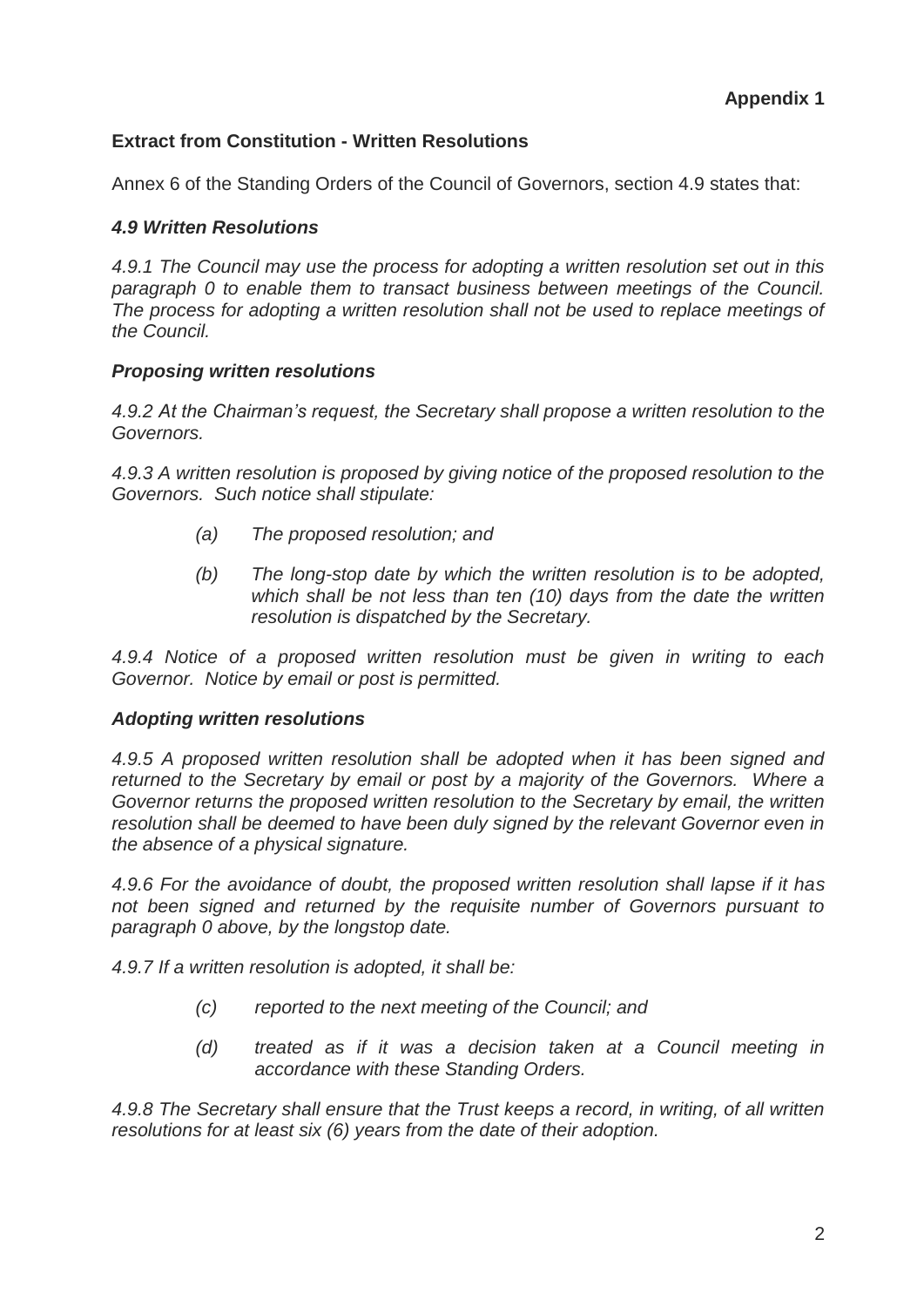**Appendix 1**

## Extract from Constitution - Written Resolutions

Annex 6 of the Standing Orders of the Council of Governors, section 4.9 states that:

### *4.9 Written Resolutions*

*4.9.1 The Council may use the process for adopting a written resolution set out in this paragraph 0 to enable them to transact business between meetings of the Council. The process for adopting a written resolution shall not be used to replace meetings of the Council.*

#### *Proposing written resolutions*

*4.9.2 At the Chairman's request, the Secretary shall propose a written resolution to the Governors.*

*4.9.3 A written resolution is proposed by giving notice of the proposed resolution to the Governors. Such notice shall stipulate:*

- *(a) The proposed resolution; and*
- *(b) The long-stop date by which the written resolution is to be adopted, which shall be not less than ten (10) days from the date the written resolution is dispatched by the Secretary.*

*4.9.4 Notice of a proposed written resolution must be given in writing to each Governor. Notice by email or post is permitted.*

#### *Adopting written resolutions*

*4.9.5 A proposed written resolution shall be adopted when it has been signed and returned to the Secretary by email or post by a majority of the Governors. Where a Governor returns the proposed written resolution to the Secretary by email, the written resolution shall be deemed to have been duly signed by the relevant Governor even in the absence of a physical signature.*

*4.9.6 For the avoidance of doubt, the proposed written resolution shall lapse if it has not been signed and returned by the requisite number of Governors pursuant to paragraph 0 above, by the longstop date.*

*4.9.7 If a written resolution is adopted, it shall be:*

- *(c) reported to the next meeting of the Council; and*
- *(d) treated as if it was a decision taken at a Council meeting in accordance with these Standing Orders.*

*4.9.8 The Secretary shall ensure that the Trust keeps a record, in writing, of all written resolutions for at least six (6) years from the date of their adoption.*